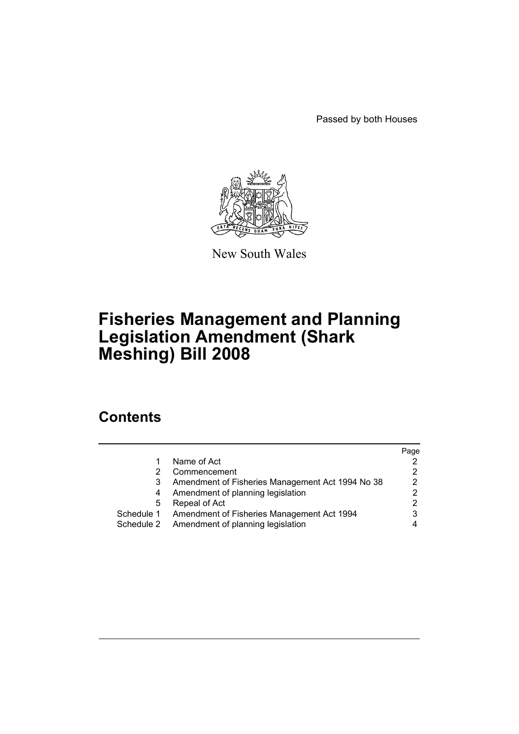Passed by both Houses

New South Wales

# Fisheries Management and Planning Legislation Amendment (Shark Meshing) Bill 2008

## Contents

| | | Page |
|---|---|---|
| 1 | Name of Act | 2 |
| 2 | Commencement | 2 |
| 3 | Amendment of Fisheries Management Act 1994 No 38 | 2 |
| 4 | Amendment of planning legislation | 2 |
| 5 | Repeal of Act | 2 |
| Schedule 1 | Amendment of Fisheries Management Act 1994 | 3 |
| Schedule 2 | Amendment of planning legislation | 4 |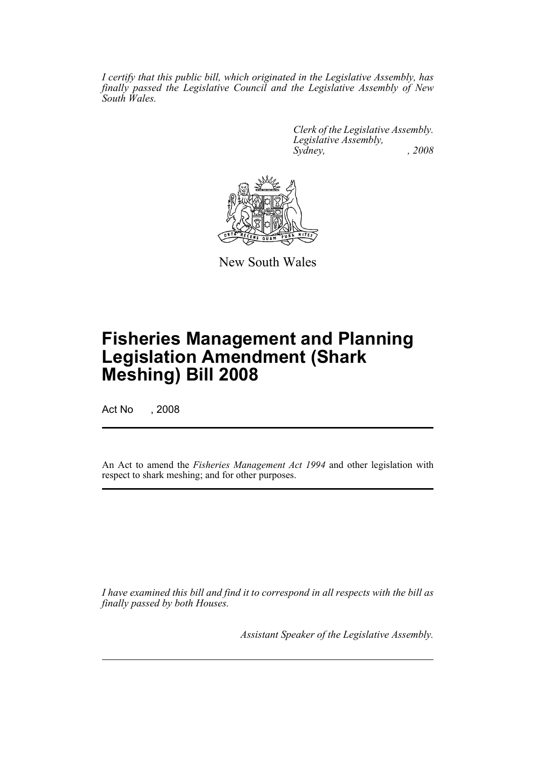*I certify that this public bill, which originated in the Legislative Assembly, has finally passed the Legislative Council and the Legislative Assembly of New South Wales.*

*Clerk of the Legislative Assembly.*
*Legislative Assembly,*
*Sydney, , 2008*

New South Wales

# Fisheries Management and Planning Legislation Amendment (Shark Meshing) Bill 2008

Act No , 2008

An Act to amend the *Fisheries Management Act 1994* and other legislation with respect to shark meshing; and for other purposes.

*I have examined this bill and find it to correspond in all respects with the bill as finally passed by both Houses.*

*Assistant Speaker of the Legislative Assembly.*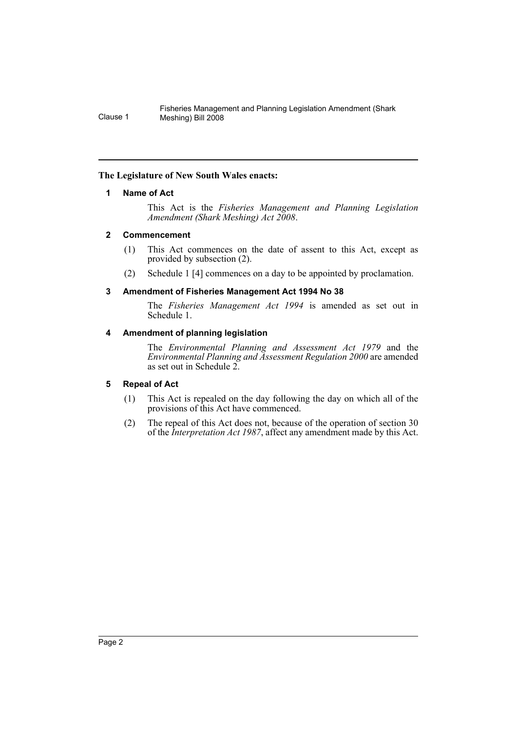**The Legislature of New South Wales enacts:**

## 1 Name of Act

This Act is the *Fisheries Management and Planning Legislation Amendment (Shark Meshing) Act 2008*.

## 2 Commencement

(1) This Act commences on the date of assent to this Act, except as provided by subsection (2).

(2) Schedule 1 [4] commences on a day to be appointed by proclamation.

## 3 Amendment of Fisheries Management Act 1994 No 38

The *Fisheries Management Act 1994* is amended as set out in Schedule 1.

## 4 Amendment of planning legislation

The *Environmental Planning and Assessment Act 1979* and the *Environmental Planning and Assessment Regulation 2000* are amended as set out in Schedule 2.

## 5 Repeal of Act

(1) This Act is repealed on the day following the day on which all of the provisions of this Act have commenced.

(2) The repeal of this Act does not, because of the operation of section 30 of the *Interpretation Act 1987*, affect any amendment made by this Act.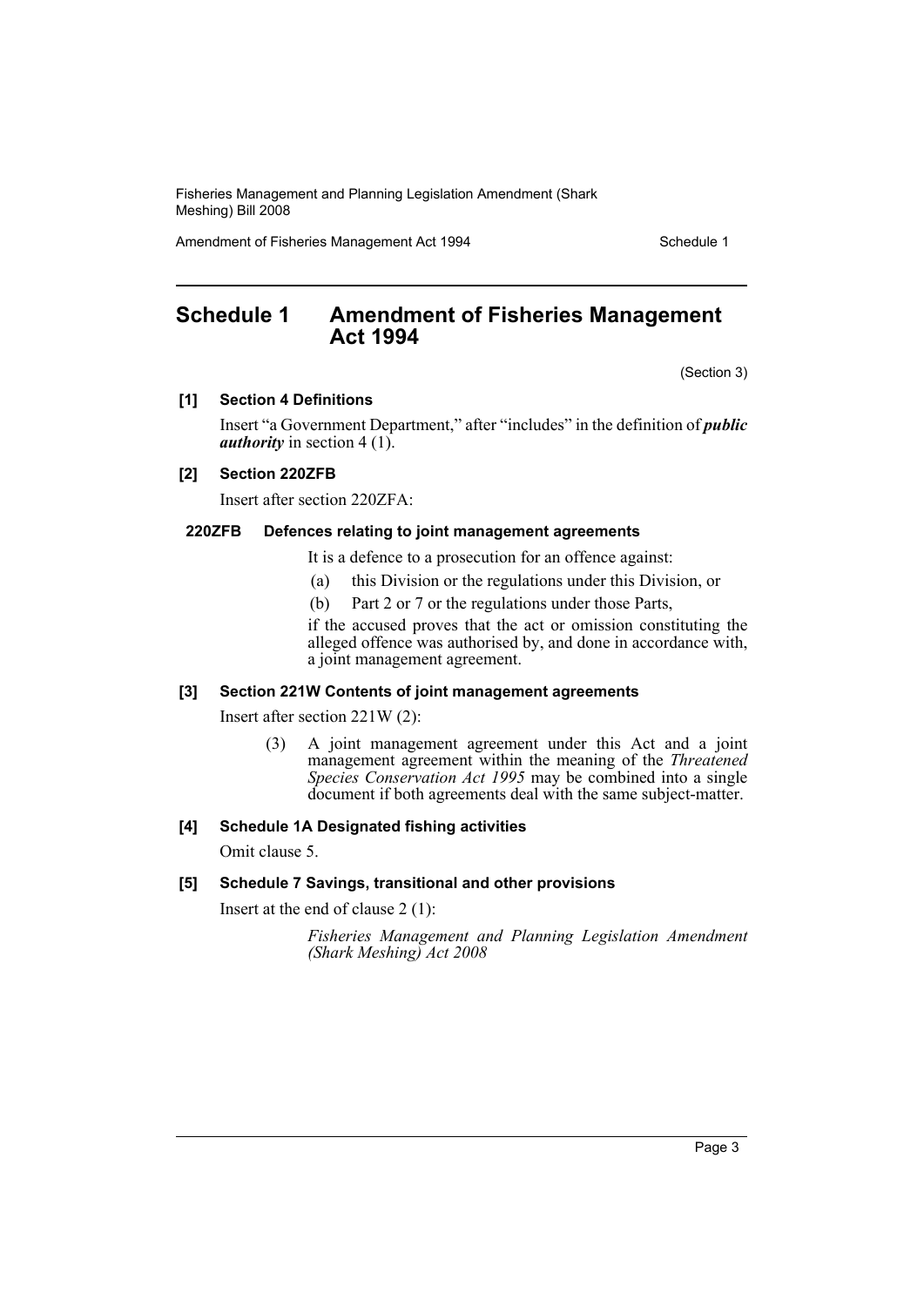# Schedule 1 Amendment of Fisheries Management Act 1994

(Section 3)

### [1] Section 4 Definitions

Insert "a Government Department," after "includes" in the definition of ***public authority*** in section 4 (1).

### [2] Section 220ZFB

Insert after section 220ZFA:

#### 220ZFB Defences relating to joint management agreements

It is a defence to a prosecution for an offence against:

(a) this Division or the regulations under this Division, or

(b) Part 2 or 7 or the regulations under those Parts,

if the accused proves that the act or omission constituting the alleged offence was authorised by, and done in accordance with, a joint management agreement.

### [3] Section 221W Contents of joint management agreements

Insert after section 221W (2):

(3) A joint management agreement under this Act and a joint management agreement within the meaning of the *Threatened Species Conservation Act 1995* may be combined into a single document if both agreements deal with the same subject-matter.

### [4] Schedule 1A Designated fishing activities

Omit clause 5.

### [5] Schedule 7 Savings, transitional and other provisions

Insert at the end of clause 2 (1):

*Fisheries Management and Planning Legislation Amendment (Shark Meshing) Act 2008*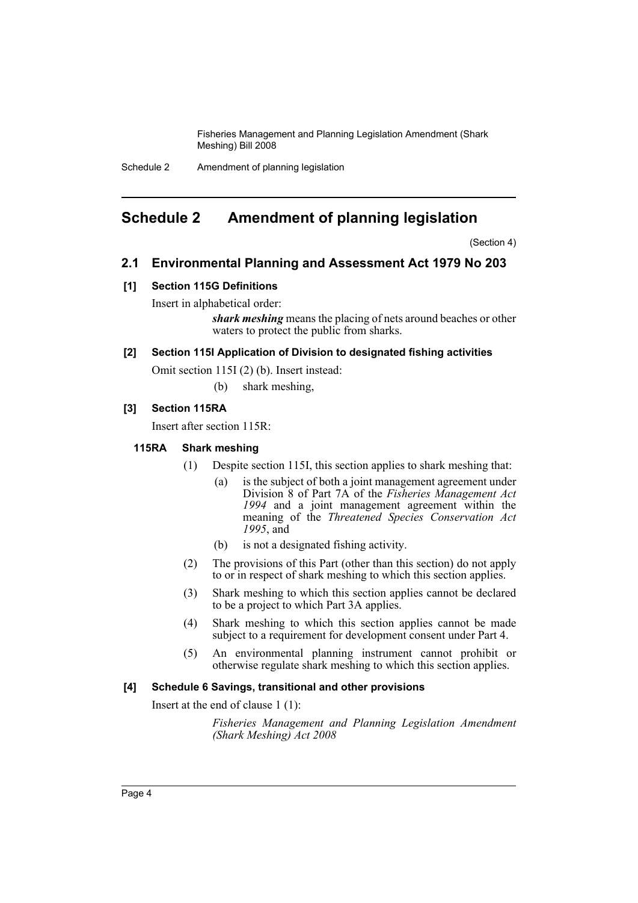# Schedule 2 Amendment of planning legislation

(Section 4)

## 2.1 Environmental Planning and Assessment Act 1979 No 203

### [1] Section 115G Definitions

Insert in alphabetical order:

> ***shark meshing*** means the placing of nets around beaches or other waters to protect the public from sharks.

### [2] Section 115I Application of Division to designated fishing activities

Omit section 115I (2) (b). Insert instead:

> (b) shark meshing,

### [3] Section 115RA

Insert after section 115R:

#### 115RA Shark meshing

(1) Despite section 115I, this section applies to shark meshing that:

- (a) is the subject of both a joint management agreement under Division 8 of Part 7A of the *Fisheries Management Act 1994* and a joint management agreement within the meaning of the *Threatened Species Conservation Act 1995*, and
- (b) is not a designated fishing activity.

(2) The provisions of this Part (other than this section) do not apply to or in respect of shark meshing to which this section applies.

(3) Shark meshing to which this section applies cannot be declared to be a project to which Part 3A applies.

(4) Shark meshing to which this section applies cannot be made subject to a requirement for development consent under Part 4.

(5) An environmental planning instrument cannot prohibit or otherwise regulate shark meshing to which this section applies.

### [4] Schedule 6 Savings, transitional and other provisions

Insert at the end of clause 1 (1):

> *Fisheries Management and Planning Legislation Amendment (Shark Meshing) Act 2008*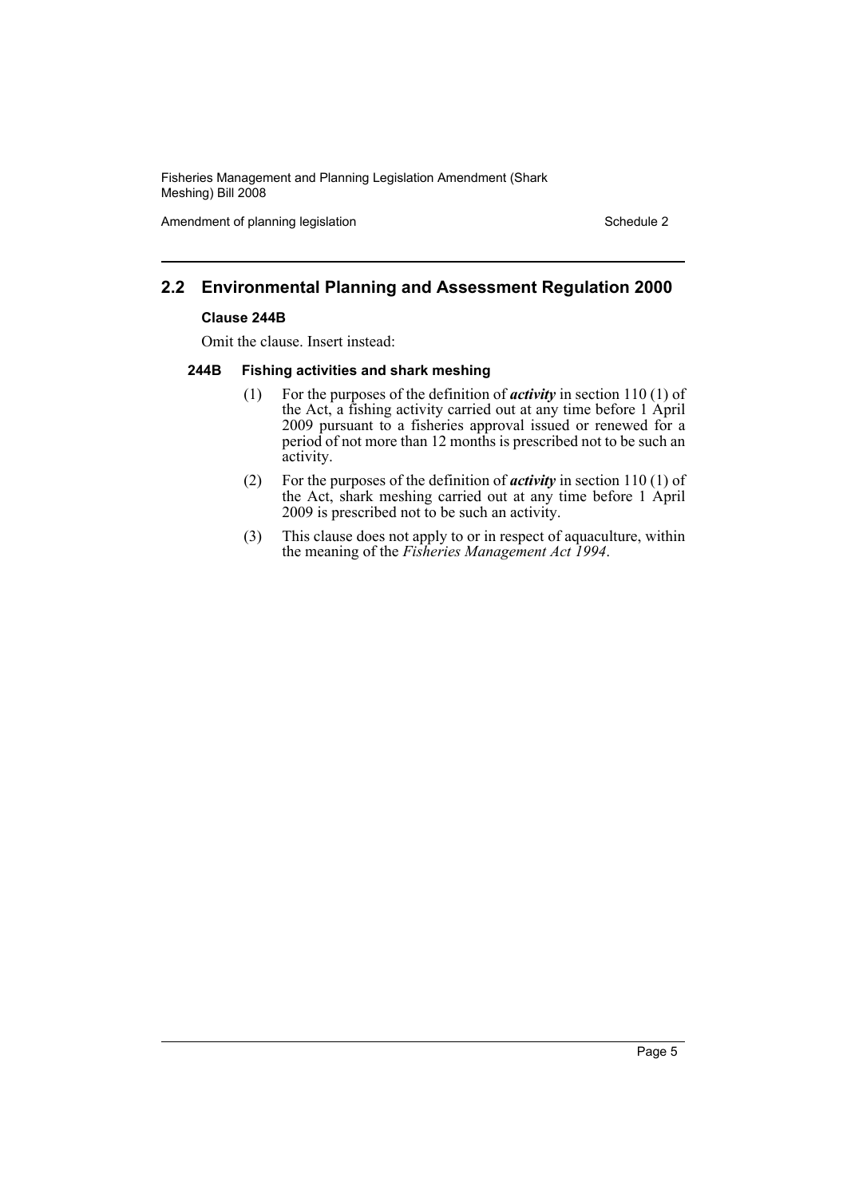## 2.2 Environmental Planning and Assessment Regulation 2000

### Clause 244B

Omit the clause. Insert instead:

#### 244B Fishing activities and shark meshing

(1) For the purposes of the definition of ***activity*** in section 110 (1) of the Act, a fishing activity carried out at any time before 1 April 2009 pursuant to a fisheries approval issued or renewed for a period of not more than 12 months is prescribed not to be such an activity.

(2) For the purposes of the definition of ***activity*** in section 110 (1) of the Act, shark meshing carried out at any time before 1 April 2009 is prescribed not to be such an activity.

(3) This clause does not apply to or in respect of aquaculture, within the meaning of the *Fisheries Management Act 1994*.